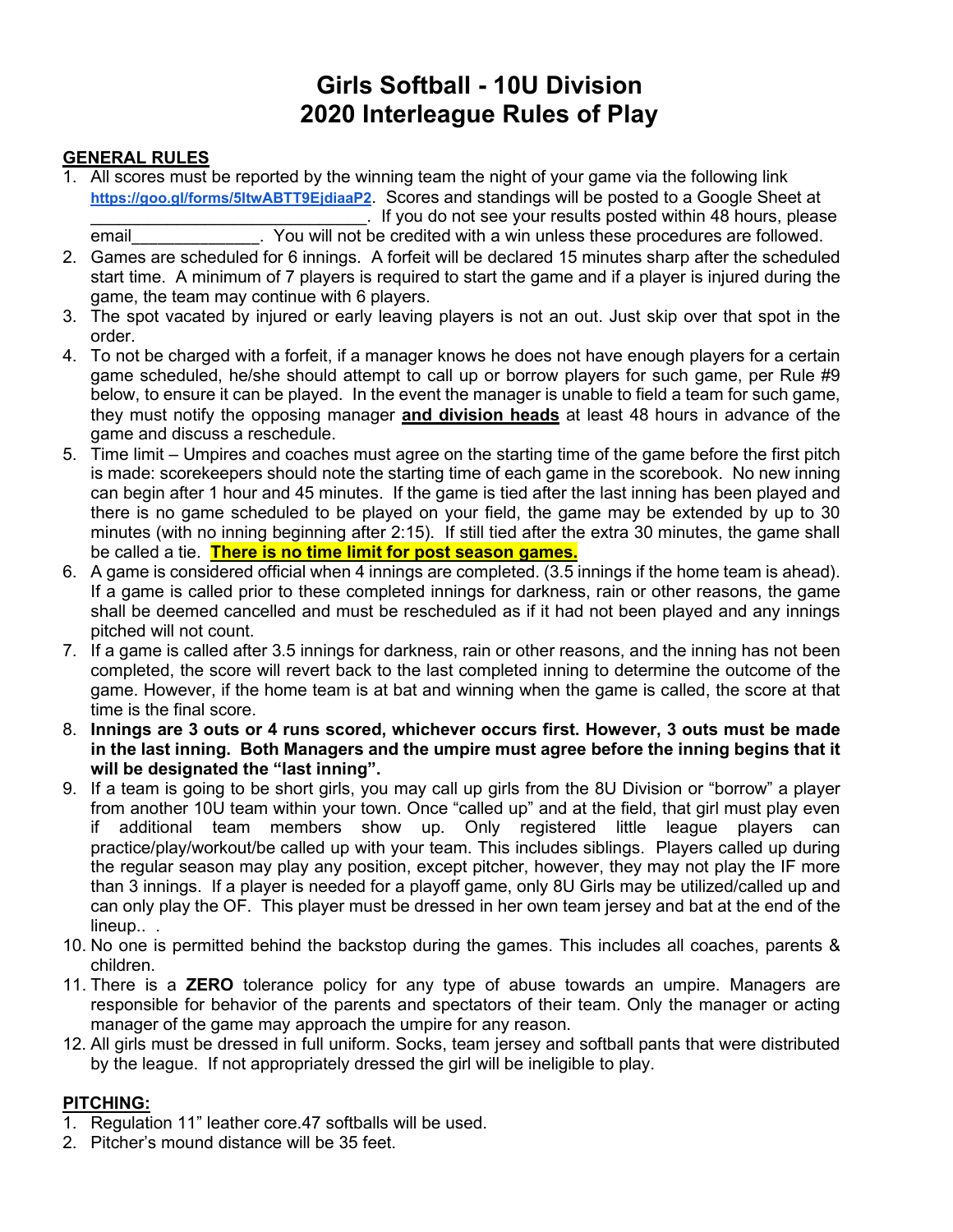# Girls Softball - 10U Division
# 2020 Interleague Rules of Play

**GENERAL RULES**

1. All scores must be reported by the winning team the night of your game via the following link https://goo.gl/forms/5ltwABTT9EjdiaaP2. Scores and standings will be posted to a Google Sheet at ______________________________. If you do not see your results posted within 48 hours, please email______________. You will not be credited with a win unless these procedures are followed.
2. Games are scheduled for 6 innings. A forfeit will be declared 15 minutes sharp after the scheduled start time. A minimum of 7 players is required to start the game and if a player is injured during the game, the team may continue with 6 players.
3. The spot vacated by injured or early leaving players is not an out. Just skip over that spot in the order.
4. To not be charged with a forfeit, if a manager knows he does not have enough players for a certain game scheduled, he/she should attempt to call up or borrow players for such game, per Rule #9 below, to ensure it can be played. In the event the manager is unable to field a team for such game, they must notify the opposing manager **and division heads** at least 48 hours in advance of the game and discuss a reschedule.
5. Time limit – Umpires and coaches must agree on the starting time of the game before the first pitch is made: scorekeepers should note the starting time of each game in the scorebook. No new inning can begin after 1 hour and 45 minutes. If the game is tied after the last inning has been played and there is no game scheduled to be played on your field, the game may be extended by up to 30 minutes (with no inning beginning after 2:15). If still tied after the extra 30 minutes, the game shall be called a tie. **There is no time limit for post season games.**
6. A game is considered official when 4 innings are completed. (3.5 innings if the home team is ahead). If a game is called prior to these completed innings for darkness, rain or other reasons, the game shall be deemed cancelled and must be rescheduled as if it had not been played and any innings pitched will not count.
7. If a game is called after 3.5 innings for darkness, rain or other reasons, and the inning has not been completed, the score will revert back to the last completed inning to determine the outcome of the game. However, if the home team is at bat and winning when the game is called, the score at that time is the final score.
8. **Innings are 3 outs or 4 runs scored, whichever occurs first. However, 3 outs must be made in the last inning. Both Managers and the umpire must agree before the inning begins that it will be designated the "last inning".**
9. If a team is going to be short girls, you may call up girls from the 8U Division or "borrow" a player from another 10U team within your town. Once "called up" and at the field, that girl must play even if additional team members show up. Only registered little league players can practice/play/workout/be called up with your team. This includes siblings. Players called up during the regular season may play any position, except pitcher, however, they may not play the IF more than 3 innings. If a player is needed for a playoff game, only 8U Girls may be utilized/called up and can only play the OF. This player must be dressed in her own team jersey and bat at the end of the lineup.. .
10. No one is permitted behind the backstop during the games. This includes all coaches, parents & children.
11. There is a **ZERO** tolerance policy for any type of abuse towards an umpire. Managers are responsible for behavior of the parents and spectators of their team. Only the manager or acting manager of the game may approach the umpire for any reason.
12. All girls must be dressed in full uniform. Socks, team jersey and softball pants that were distributed by the league. If not appropriately dressed the girl will be ineligible to play.

**PITCHING:**

1. Regulation 11" leather core.47 softballs will be used.
2. Pitcher's mound distance will be 35 feet.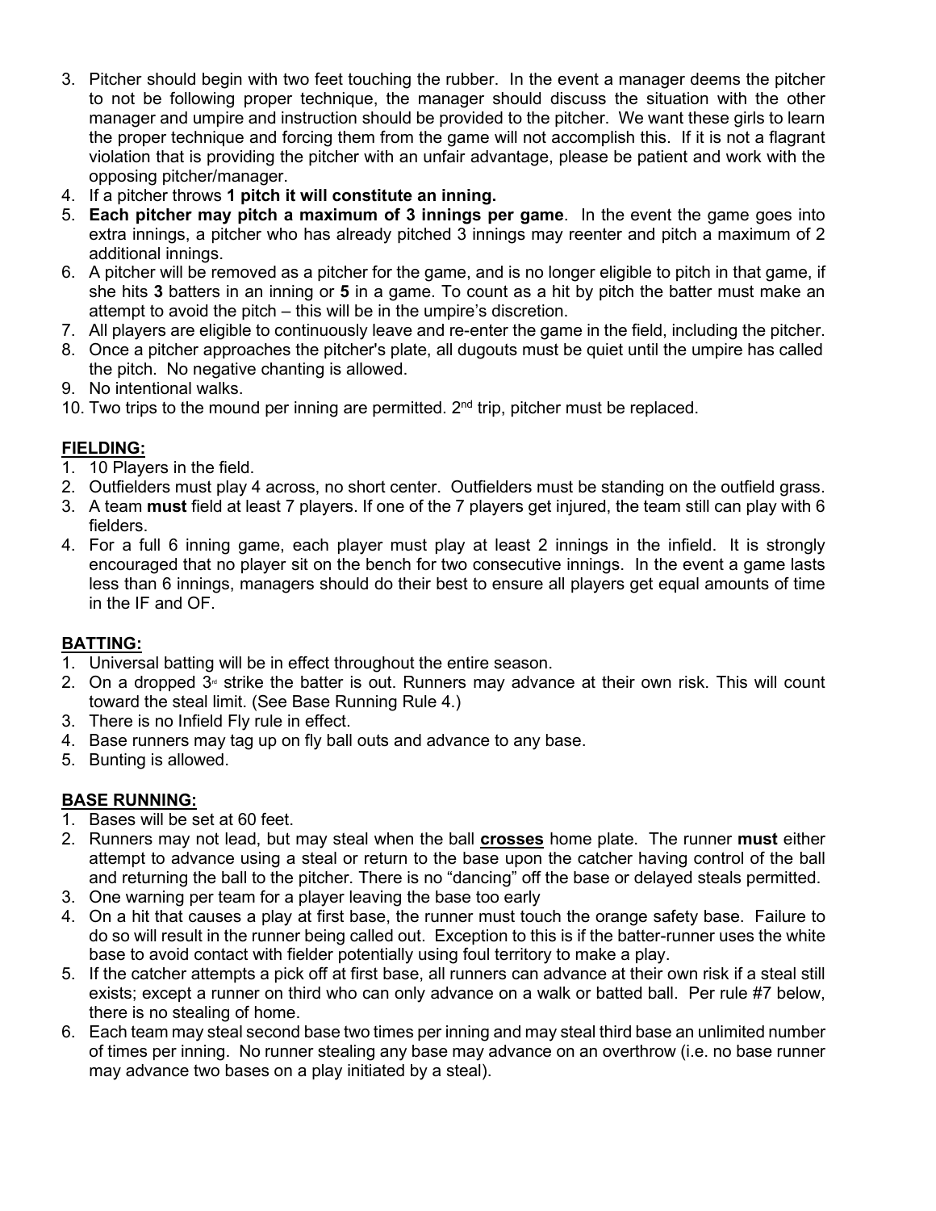3. Pitcher should begin with two feet touching the rubber. In the event a manager deems the pitcher to not be following proper technique, the manager should discuss the situation with the other manager and umpire and instruction should be provided to the pitcher. We want these girls to learn the proper technique and forcing them from the game will not accomplish this. If it is not a flagrant violation that is providing the pitcher with an unfair advantage, please be patient and work with the opposing pitcher/manager.
4. If a pitcher throws **1 pitch it will constitute an inning.**
5. **Each pitcher may pitch a maximum of 3 innings per game**. In the event the game goes into extra innings, a pitcher who has already pitched 3 innings may reenter and pitch a maximum of 2 additional innings.
6. A pitcher will be removed as a pitcher for the game, and is no longer eligible to pitch in that game, if she hits **3** batters in an inning or **5** in a game. To count as a hit by pitch the batter must make an attempt to avoid the pitch – this will be in the umpire's discretion.
7. All players are eligible to continuously leave and re-enter the game in the field, including the pitcher.
8. Once a pitcher approaches the pitcher's plate, all dugouts must be quiet until the umpire has called the pitch. No negative chanting is allowed.
9. No intentional walks.
10. Two trips to the mound per inning are permitted. 2nd trip, pitcher must be replaced.

**FIELDING:**

1. 10 Players in the field.
2. Outfielders must play 4 across, no short center. Outfielders must be standing on the outfield grass.
3. A team **must** field at least 7 players. If one of the 7 players get injured, the team still can play with 6 fielders.
4. For a full 6 inning game, each player must play at least 2 innings in the infield. It is strongly encouraged that no player sit on the bench for two consecutive innings. In the event a game lasts less than 6 innings, managers should do their best to ensure all players get equal amounts of time in the IF and OF.

**BATTING:**

1. Universal batting will be in effect throughout the entire season.
2. On a dropped 3rd strike the batter is out. Runners may advance at their own risk. This will count toward the steal limit. (See Base Running Rule 4.)
3. There is no Infield Fly rule in effect.
4. Base runners may tag up on fly ball outs and advance to any base.
5. Bunting is allowed.

**BASE RUNNING:**

1. Bases will be set at 60 feet.
2. Runners may not lead, but may steal when the ball **crosses** home plate. The runner **must** either attempt to advance using a steal or return to the base upon the catcher having control of the ball and returning the ball to the pitcher. There is no "dancing" off the base or delayed steals permitted.
3. One warning per team for a player leaving the base too early
4. On a hit that causes a play at first base, the runner must touch the orange safety base. Failure to do so will result in the runner being called out. Exception to this is if the batter-runner uses the white base to avoid contact with fielder potentially using foul territory to make a play.
5. If the catcher attempts a pick off at first base, all runners can advance at their own risk if a steal still exists; except a runner on third who can only advance on a walk or batted ball. Per rule #7 below, there is no stealing of home.
6. Each team may steal second base two times per inning and may steal third base an unlimited number of times per inning. No runner stealing any base may advance on an overthrow (i.e. no base runner may advance two bases on a play initiated by a steal).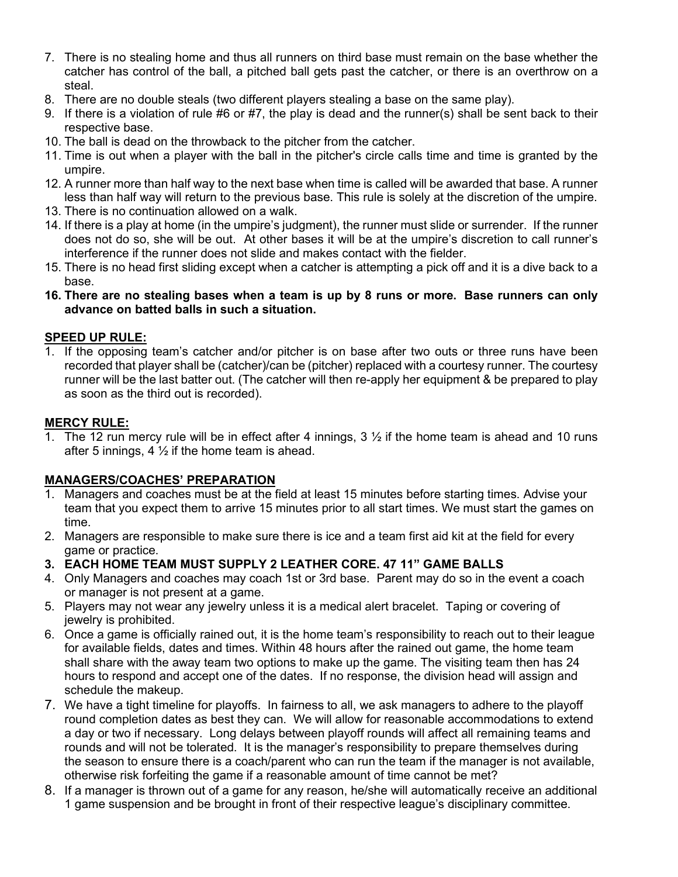7. There is no stealing home and thus all runners on third base must remain on the base whether the catcher has control of the ball, a pitched ball gets past the catcher, or there is an overthrow on a steal.
8. There are no double steals (two different players stealing a base on the same play).
9. If there is a violation of rule #6 or #7, the play is dead and the runner(s) shall be sent back to their respective base.
10. The ball is dead on the throwback to the pitcher from the catcher.
11. Time is out when a player with the ball in the pitcher's circle calls time and time is granted by the umpire.
12. A runner more than half way to the next base when time is called will be awarded that base. A runner less than half way will return to the previous base. This rule is solely at the discretion of the umpire.
13. There is no continuation allowed on a walk.
14. If there is a play at home (in the umpire's judgment), the runner must slide or surrender. If the runner does not do so, she will be out. At other bases it will be at the umpire's discretion to call runner's interference if the runner does not slide and makes contact with the fielder.
15. There is no head first sliding except when a catcher is attempting a pick off and it is a dive back to a base.
16. **There are no stealing bases when a team is up by 8 runs or more. Base runners can only advance on batted balls in such a situation.**

## SPEED UP RULE:

1. If the opposing team's catcher and/or pitcher is on base after two outs or three runs have been recorded that player shall be (catcher)/can be (pitcher) replaced with a courtesy runner. The courtesy runner will be the last batter out. (The catcher will then re-apply her equipment & be prepared to play as soon as the third out is recorded).

## MERCY RULE:

1. The 12 run mercy rule will be in effect after 4 innings, 3 ½ if the home team is ahead and 10 runs after 5 innings, 4 ½ if the home team is ahead.

## MANAGERS/COACHES' PREPARATION

1. Managers and coaches must be at the field at least 15 minutes before starting times. Advise your team that you expect them to arrive 15 minutes prior to all start times. We must start the games on time.
2. Managers are responsible to make sure there is ice and a team first aid kit at the field for every game or practice.
3. **EACH HOME TEAM MUST SUPPLY 2 LEATHER CORE. 47 11" GAME BALLS**
4. Only Managers and coaches may coach 1st or 3rd base. Parent may do so in the event a coach or manager is not present at a game.
5. Players may not wear any jewelry unless it is a medical alert bracelet. Taping or covering of jewelry is prohibited.
6. Once a game is officially rained out, it is the home team's responsibility to reach out to their league for available fields, dates and times. Within 48 hours after the rained out game, the home team shall share with the away team two options to make up the game. The visiting team then has 24 hours to respond and accept one of the dates. If no response, the division head will assign and schedule the makeup.
7. We have a tight timeline for playoffs. In fairness to all, we ask managers to adhere to the playoff round completion dates as best they can. We will allow for reasonable accommodations to extend a day or two if necessary. Long delays between playoff rounds will affect all remaining teams and rounds and will not be tolerated. It is the manager's responsibility to prepare themselves during the season to ensure there is a coach/parent who can run the team if the manager is not available, otherwise risk forfeiting the game if a reasonable amount of time cannot be met?
8. If a manager is thrown out of a game for any reason, he/she will automatically receive an additional 1 game suspension and be brought in front of their respective league's disciplinary committee.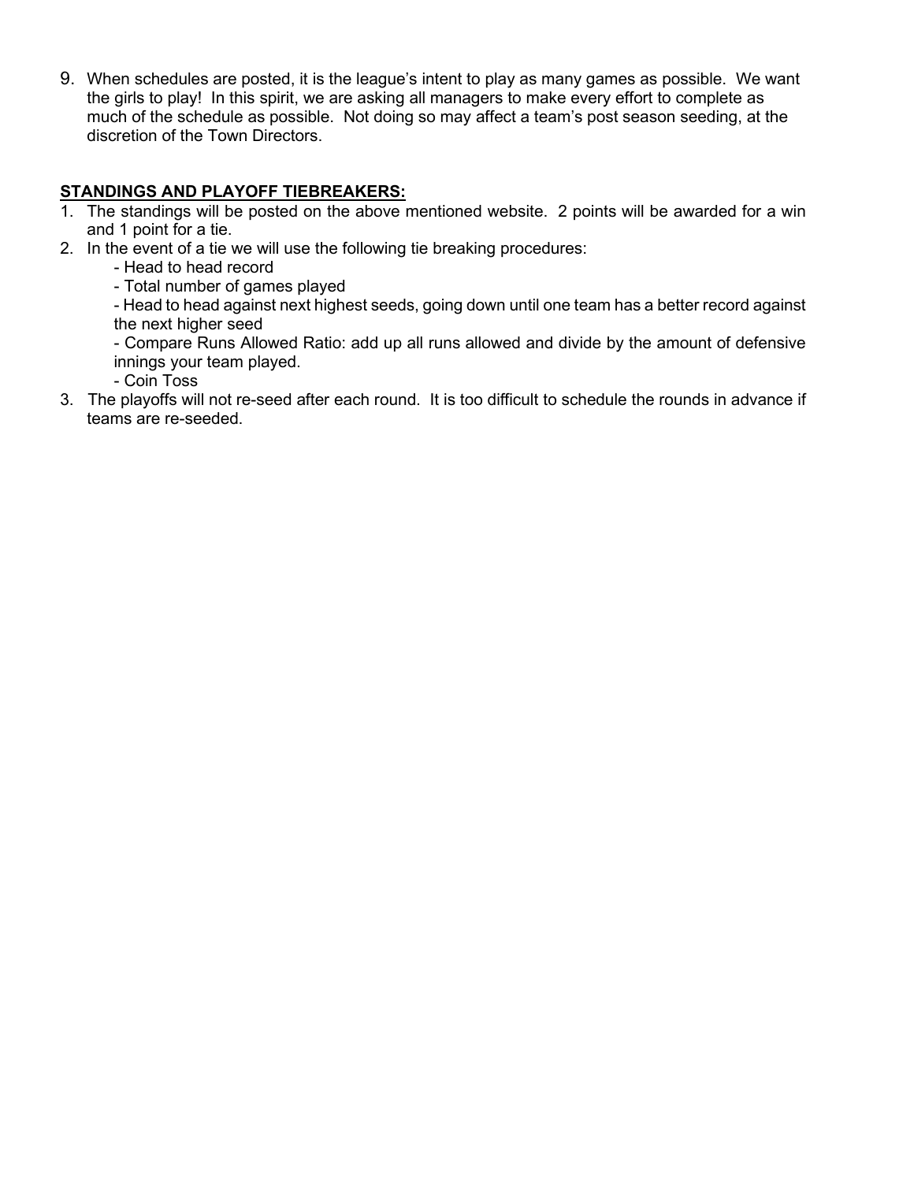9. When schedules are posted, it is the league's intent to play as many games as possible. We want the girls to play! In this spirit, we are asking all managers to make every effort to complete as much of the schedule as possible. Not doing so may affect a team's post season seeding, at the discretion of the Town Directors.

**STANDINGS AND PLAYOFF TIEBREAKERS:**

1. The standings will be posted on the above mentioned website. 2 points will be awarded for a win and 1 point for a tie.
2. In the event of a tie we will use the following tie breaking procedures:
   - Head to head record
   - Total number of games played
   - Head to head against next highest seeds, going down until one team has a better record against the next higher seed
   - Compare Runs Allowed Ratio: add up all runs allowed and divide by the amount of defensive innings your team played.
   - Coin Toss
3. The playoffs will not re-seed after each round. It is too difficult to schedule the rounds in advance if teams are re-seeded.